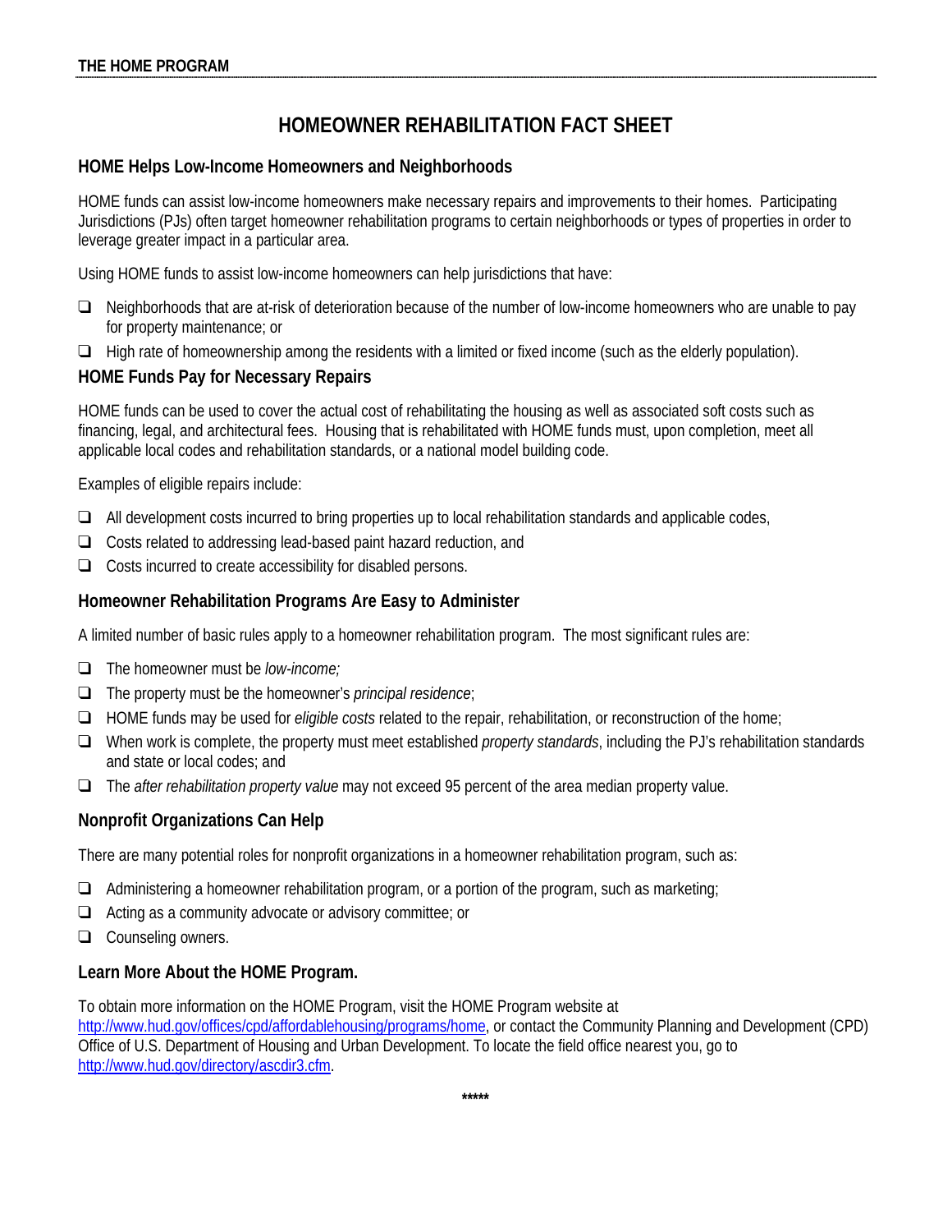# HOMEOWNER REHABILITATION FACT SHEET

## HOME Helps Low-Income Homeowners and Neighborhoods

HOME funds can assist low-income homeowners make necessary repairs and improvements to their homes. Participating Jurisdictions (PJs) often target homeowner rehabilitation programs to certain neighborhoods or types of properties in order to leverage greater impact in a particular area.

Using HOME funds to assist low-income homeowners can help jurisdictions that have:

- Neighborhoods that are at-risk of deterioration because of the number of low-income homeowners who are unable to pay for property maintenance; or
- High rate of homeownership among the residents with a limited or fixed income (such as the elderly population).

## HOME Funds Pay for Necessary Repairs

HOME funds can be used to cover the actual cost of rehabilitating the housing as well as associated soft costs such as financing, legal, and architectural fees. Housing that is rehabilitated with HOME funds must, upon completion, meet all applicable local codes and rehabilitation standards, or a national model building code.

Examples of eligible repairs include:

- All development costs incurred to bring properties up to local rehabilitation standards and applicable codes,
- Costs related to addressing lead-based paint hazard reduction, and
- Costs incurred to create accessibility for disabled persons.

## Homeowner Rehabilitation Programs Are Easy to Administer

A limited number of basic rules apply to a homeowner rehabilitation program. The most significant rules are:

- The homeowner must be *low-income;*
- The property must be the homeowner's *principal residence*;
- HOME funds may be used for *eligible costs* related to the repair, rehabilitation, or reconstruction of the home;
- When work is complete, the property must meet established *property standards*, including the PJ's rehabilitation standards and state or local codes; and
- The *after rehabilitation property value* may not exceed 95 percent of the area median property value.

## Nonprofit Organizations Can Help

There are many potential roles for nonprofit organizations in a homeowner rehabilitation program, such as:

- Administering a homeowner rehabilitation program, or a portion of the program, such as marketing;
- Acting as a community advocate or advisory committee; or
- Counseling owners.

## Learn More About the HOME Program.

To obtain more information on the HOME Program, visit the HOME Program website at http://www.hud.gov/offices/cpd/affordablehousing/programs/home, or contact the Community Planning and Development (CPD) Office of U.S. Department of Housing and Urban Development. To locate the field office nearest you, go to http://www.hud.gov/directory/ascdir3.cfm.

*****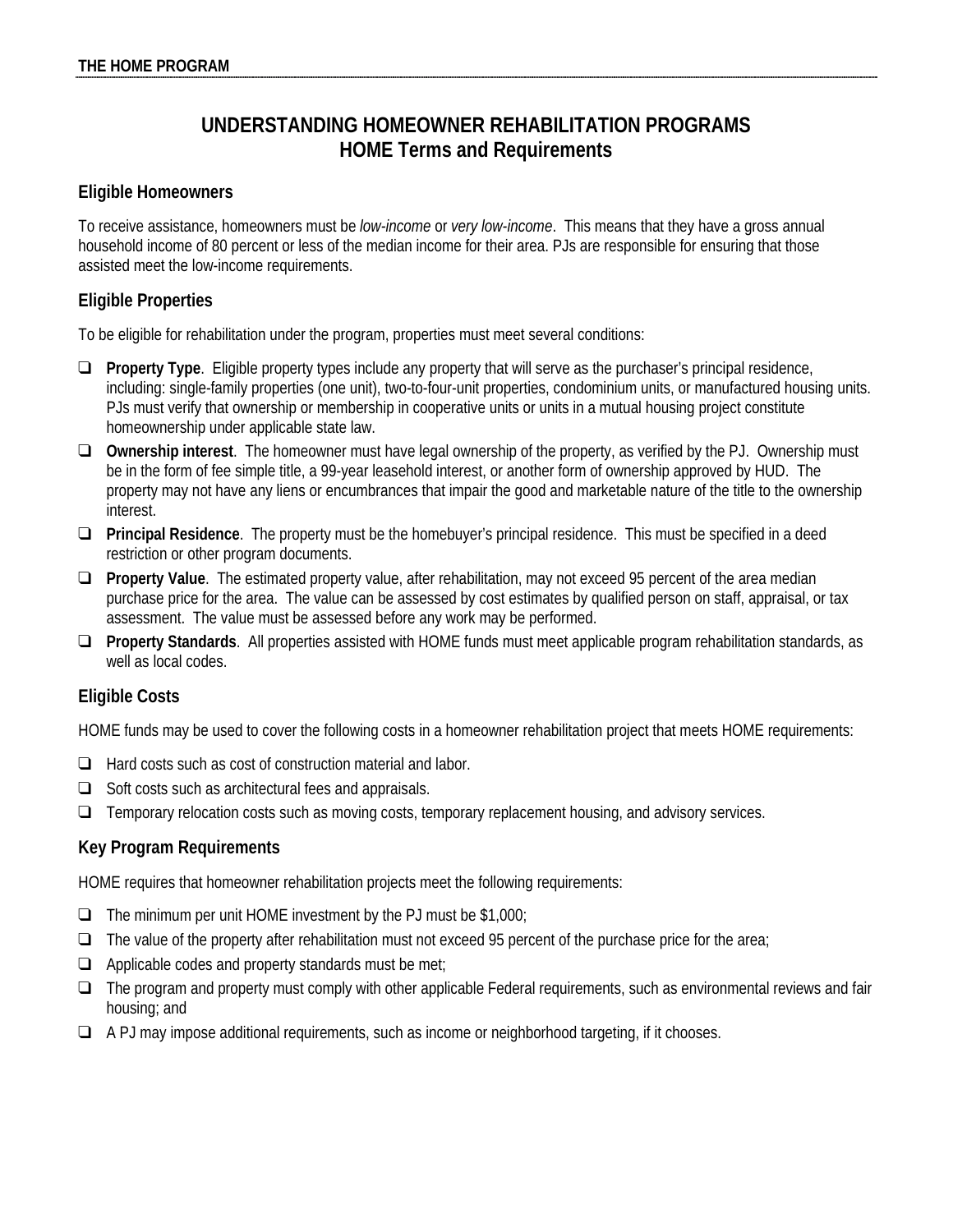# UNDERSTANDING HOMEOWNER REHABILITATION PROGRAMS
# HOME Terms and Requirements

## Eligible Homeowners

To receive assistance, homeowners must be *low-income* or *very low-income*. This means that they have a gross annual household income of 80 percent or less of the median income for their area. PJs are responsible for ensuring that those assisted meet the low-income requirements.

## Eligible Properties

To be eligible for rehabilitation under the program, properties must meet several conditions:

- **Property Type**. Eligible property types include any property that will serve as the purchaser's principal residence, including: single-family properties (one unit), two-to-four-unit properties, condominium units, or manufactured housing units. PJs must verify that ownership or membership in cooperative units or units in a mutual housing project constitute homeownership under applicable state law.
- **Ownership interest**. The homeowner must have legal ownership of the property, as verified by the PJ. Ownership must be in the form of fee simple title, a 99-year leasehold interest, or another form of ownership approved by HUD. The property may not have any liens or encumbrances that impair the good and marketable nature of the title to the ownership interest.
- **Principal Residence**. The property must be the homebuyer's principal residence. This must be specified in a deed restriction or other program documents.
- **Property Value**. The estimated property value, after rehabilitation, may not exceed 95 percent of the area median purchase price for the area. The value can be assessed by cost estimates by qualified person on staff, appraisal, or tax assessment. The value must be assessed before any work may be performed.
- **Property Standards**. All properties assisted with HOME funds must meet applicable program rehabilitation standards, as well as local codes.

## Eligible Costs

HOME funds may be used to cover the following costs in a homeowner rehabilitation project that meets HOME requirements:

- Hard costs such as cost of construction material and labor.
- Soft costs such as architectural fees and appraisals.
- Temporary relocation costs such as moving costs, temporary replacement housing, and advisory services.

## Key Program Requirements

HOME requires that homeowner rehabilitation projects meet the following requirements:

- The minimum per unit HOME investment by the PJ must be $1,000;
- The value of the property after rehabilitation must not exceed 95 percent of the purchase price for the area;
- Applicable codes and property standards must be met;
- The program and property must comply with other applicable Federal requirements, such as environmental reviews and fair housing; and
- A PJ may impose additional requirements, such as income or neighborhood targeting, if it chooses.